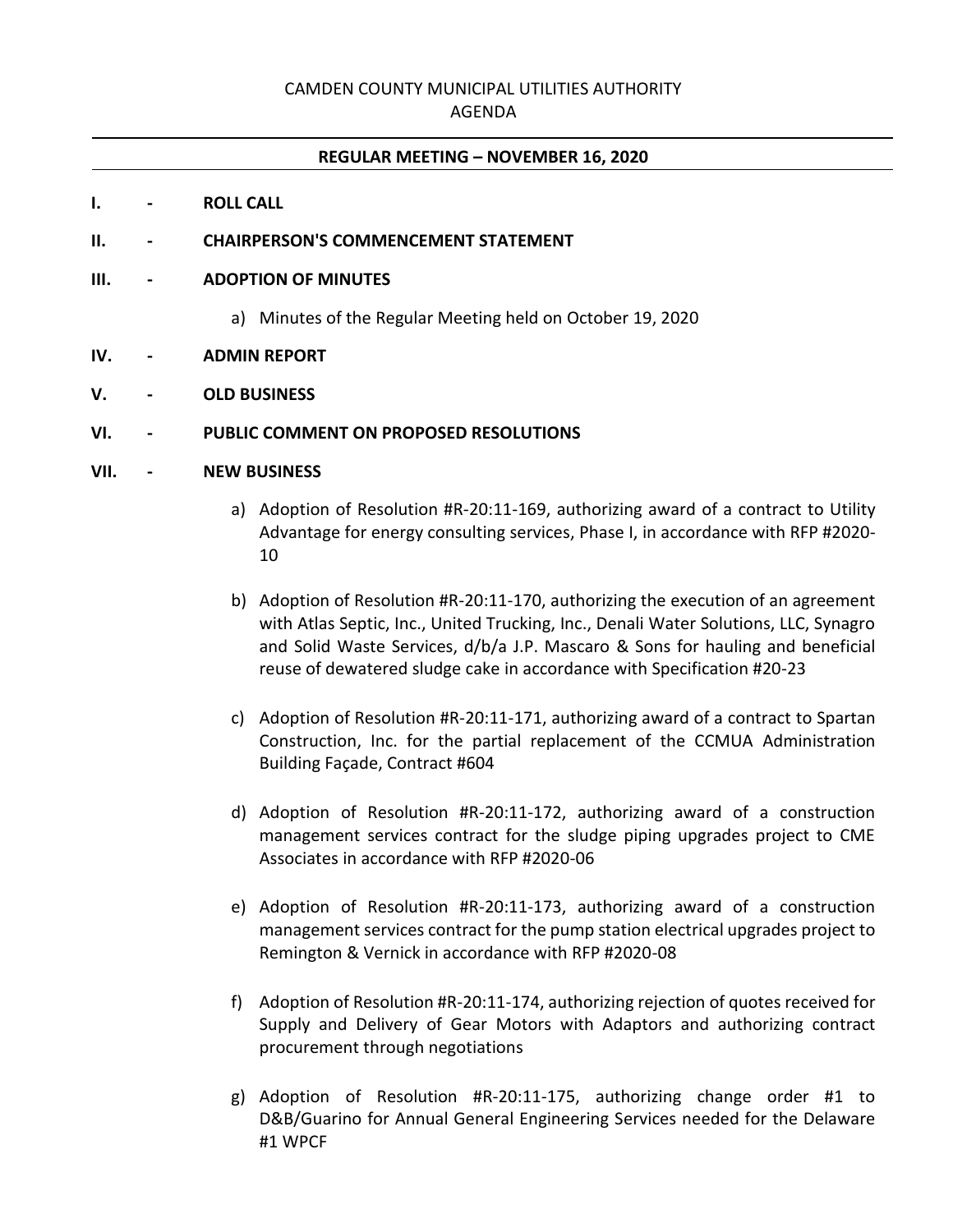# CAMDEN COUNTY MUNICIPAL UTILITIES AUTHORITY
## AGENDA

---

**REGULAR MEETING – NOVEMBER 16, 2020**

---

**I. - ROLL CALL**

**II. - CHAIRPERSON'S COMMENCEMENT STATEMENT**

**III. - ADOPTION OF MINUTES**

a) Minutes of the Regular Meeting held on October 19, 2020

**IV. - ADMIN REPORT**

**V. - OLD BUSINESS**

**VI. - PUBLIC COMMENT ON PROPOSED RESOLUTIONS**

**VII. - NEW BUSINESS**

a) Adoption of Resolution #R-20:11-169, authorizing award of a contract to Utility Advantage for energy consulting services, Phase I, in accordance with RFP #2020-10

b) Adoption of Resolution #R-20:11-170, authorizing the execution of an agreement with Atlas Septic, Inc., United Trucking, Inc., Denali Water Solutions, LLC, Synagro and Solid Waste Services, d/b/a J.P. Mascaro & Sons for hauling and beneficial reuse of dewatered sludge cake in accordance with Specification #20-23

c) Adoption of Resolution #R-20:11-171, authorizing award of a contract to Spartan Construction, Inc. for the partial replacement of the CCMUA Administration Building Façade, Contract #604

d) Adoption of Resolution #R-20:11-172, authorizing award of a construction management services contract for the sludge piping upgrades project to CME Associates in accordance with RFP #2020-06

e) Adoption of Resolution #R-20:11-173, authorizing award of a construction management services contract for the pump station electrical upgrades project to Remington & Vernick in accordance with RFP #2020-08

f) Adoption of Resolution #R-20:11-174, authorizing rejection of quotes received for Supply and Delivery of Gear Motors with Adaptors and authorizing contract procurement through negotiations

g) Adoption of Resolution #R-20:11-175, authorizing change order #1 to D&B/Guarino for Annual General Engineering Services needed for the Delaware #1 WPCF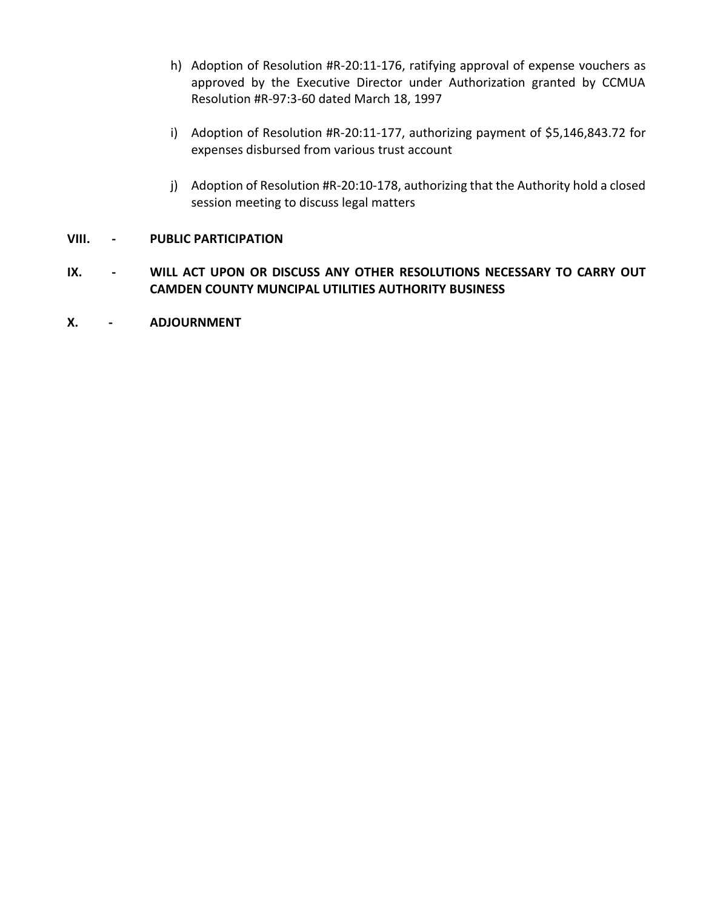h) Adoption of Resolution #R-20:11-176, ratifying approval of expense vouchers as approved by the Executive Director under Authorization granted by CCMUA Resolution #R-97:3-60 dated March 18, 1997

i) Adoption of Resolution #R-20:11-177, authorizing payment of $5,146,843.72 for expenses disbursed from various trust account

j) Adoption of Resolution #R-20:10-178, authorizing that the Authority hold a closed session meeting to discuss legal matters

**VIII. - PUBLIC PARTICIPATION**

**IX. - WILL ACT UPON OR DISCUSS ANY OTHER RESOLUTIONS NECESSARY TO CARRY OUT CAMDEN COUNTY MUNCIPAL UTILITIES AUTHORITY BUSINESS**

**X. - ADJOURNMENT**